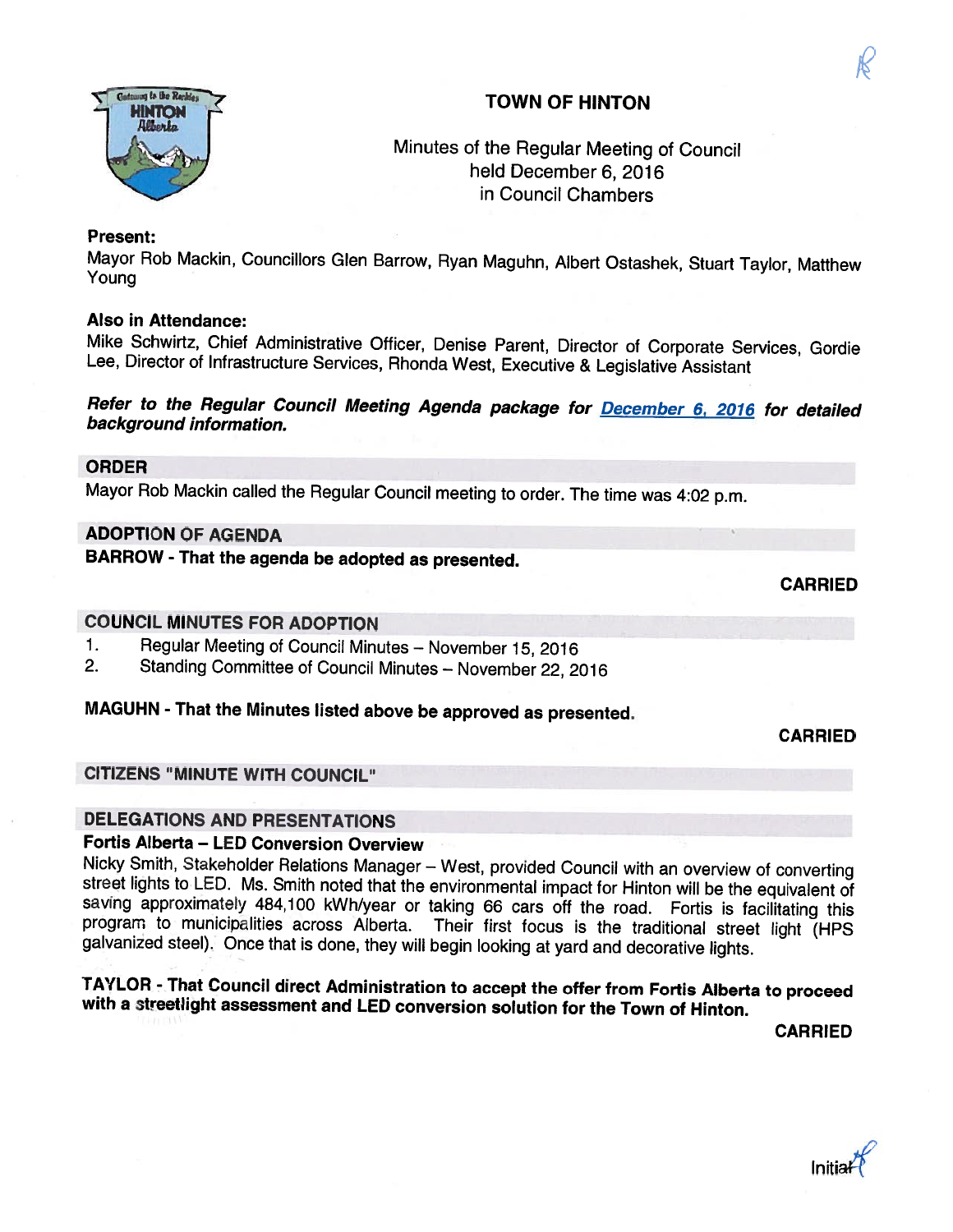# TOWN OF HINTON

Minutes of the Regular Meeting of Council
held December 6, 2016
in Council Chambers

**Present:**
Mayor Rob Mackin, Councillors Glen Barrow, Ryan Maguhn, Albert Ostashek, Stuart Taylor, Matthew Young

**Also in Attendance:**
Mike Schwirtz, Chief Administrative Officer, Denise Parent, Director of Corporate Services, Gordie Lee, Director of Infrastructure Services, Rhonda West, Executive & Legislative Assistant

***Refer to the Regular Council Meeting Agenda package for [December 6, 2016] for detailed background information.***

## ORDER

Mayor Rob Mackin called the Regular Council meeting to order. The time was 4:02 p.m.

## ADOPTION OF AGENDA

**BARROW - That the agenda be adopted as presented.**

**CARRIED**

## COUNCIL MINUTES FOR ADOPTION

1. Regular Meeting of Council Minutes – November 15, 2016
2. Standing Committee of Council Minutes – November 22, 2016

**MAGUHN - That the Minutes listed above be approved as presented.**

**CARRIED**

## CITIZENS "MINUTE WITH COUNCIL"

## DELEGATIONS AND PRESENTATIONS

### Fortis Alberta – LED Conversion Overview

Nicky Smith, Stakeholder Relations Manager – West, provided Council with an overview of converting street lights to LED. Ms. Smith noted that the environmental impact for Hinton will be the equivalent of saving approximately 484,100 kWh/year or taking 66 cars off the road. Fortis is facilitating this program to municipalities across Alberta. Their first focus is the traditional street light (HPS galvanized steel). Once that is done, they will begin looking at yard and decorative lights.

**TAYLOR - That Council direct Administration to accept the offer from Fortis Alberta to proceed with a streetlight assessment and LED conversion solution for the Town of Hinton.**

**CARRIED**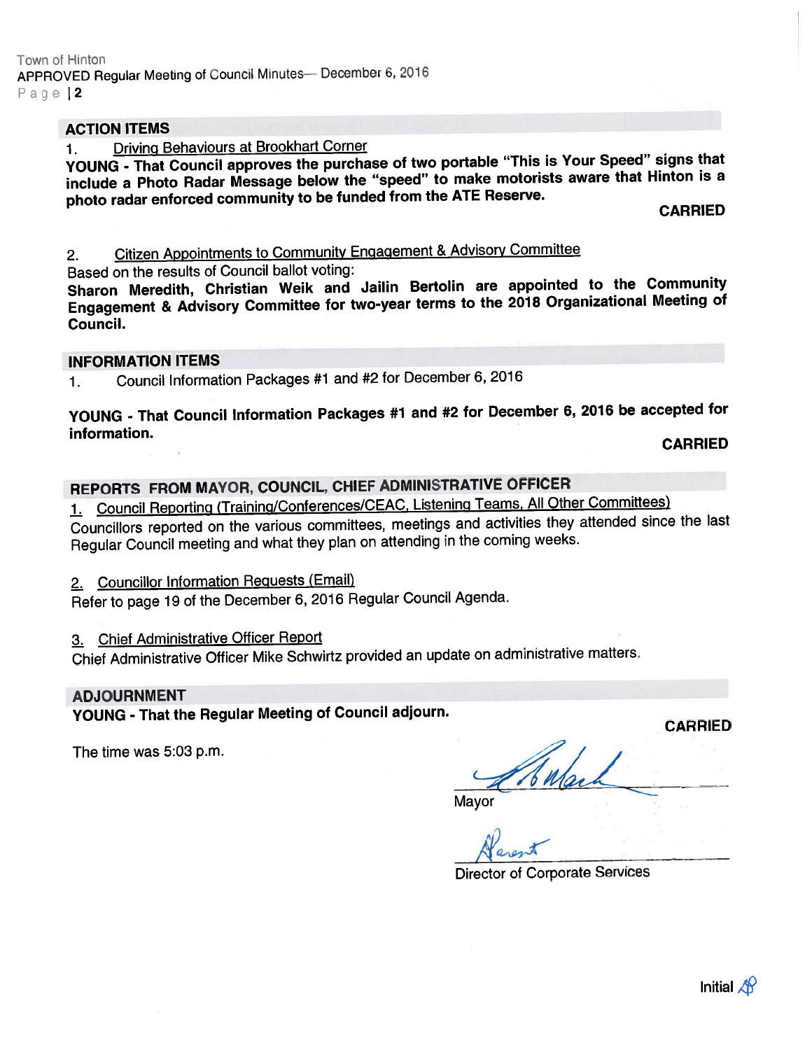## ACTION ITEMS

1. Driving Behaviours at Brookhart Corner

**YOUNG - That Council approves the purchase of two portable "This is Your Speed" signs that include a Photo Radar Message below the "speed" to make motorists aware that Hinton is a photo radar enforced community to be funded from the ATE Reserve.**

**CARRIED**

2. Citizen Appointments to Community Engagement & Advisory Committee

Based on the results of Council ballot voting:

**Sharon Meredith, Christian Weik and Jailin Bertolin are appointed to the Community Engagement & Advisory Committee for two-year terms to the 2018 Organizational Meeting of Council.**

## INFORMATION ITEMS

1. Council Information Packages #1 and #2 for December 6, 2016

**YOUNG - That Council Information Packages #1 and #2 for December 6, 2016 be accepted for information.**

**CARRIED**

## REPORTS FROM MAYOR, COUNCIL, CHIEF ADMINISTRATIVE OFFICER

1. Council Reporting (Training/Conferences/CEAC, Listening Teams, All Other Committees)

Councillors reported on the various committees, meetings and activities they attended since the last Regular Council meeting and what they plan on attending in the coming weeks.

2. Councillor Information Requests (Email)

Refer to page 19 of the December 6, 2016 Regular Council Agenda.

3. Chief Administrative Officer Report

Chief Administrative Officer Mike Schwirtz provided an update on administrative matters.

## ADJOURNMENT

**YOUNG - That the Regular Meeting of Council adjourn.**

**CARRIED**

The time was 5:03 p.m.

Mayor

Director of Corporate Services

Initial